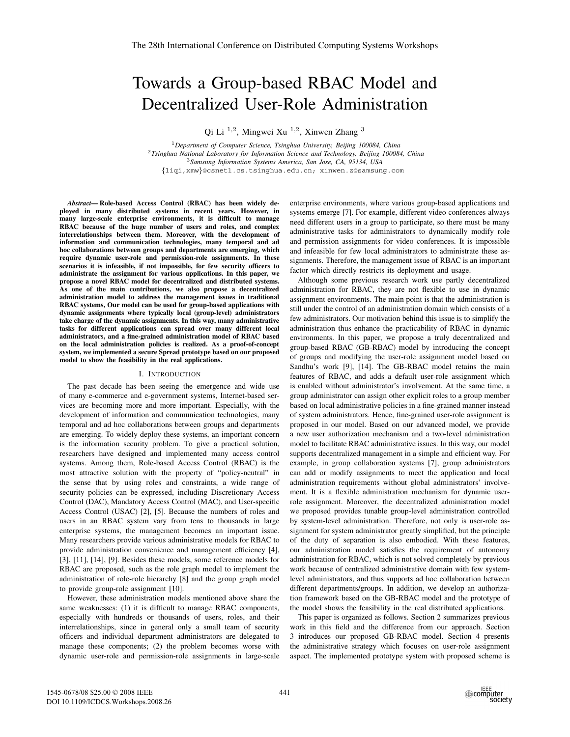# Towards a Group-based RBAC Model and Decentralized User-Role Administration

Qi Li [1,2], Mingwei Xu [1,2], Xinwen Zhang [3]

[1] *Department of Computer Science, Tsinghua University, Beijing 100084, China*
[2] *Tsinghua National Laboratory for Information Science and Technology, Beijing 100084, China*
[3] *Samsung Information Systems America, San Jose, CA, 95134, USA*
{liqi,xmw}@csnet1.cs.tsinghua.edu.cn; xinwen.z@samsung.com

***Abstract*— Role-based Access Control (RBAC) has been widely deployed in many distributed systems in recent years. However, in many large-scale enterprise environments, it is difficult to manage RBAC because of the huge number of users and roles, and complex interrelationships between them. Moreover, with the development of information and communication technologies, many temporal and ad hoc collaborations between groups and departments are emerging, which require dynamic user-role and permission-role assignments. In these scenarios it is infeasible, if not impossible, for few security officers to administrate the assignment for various applications. In this paper, we propose a novel RBAC model for decentralized and distributed systems. As one of the main contributions, we also propose a decentralized administration model to address the management issues in traditional RBAC systems, Our model can be used for group-based applications with dynamic assignments where typically local (group-level) administrators take charge of the dynamic assignments. In this way, many administrative tasks for different applications can spread over many different local administrators, and a fine-grained administration model of RBAC based on the local administration policies is realized. As a proof-of-concept system, we implemented a secure Spread prototype based on our proposed model to show the feasibility in the real applications.**

## I. Introduction

The past decade has been seeing the emergence and wide use of many e-commerce and e-government systems, Internet-based services are becoming more and more important. Especially, with the development of information and communication technologies, many temporal and ad hoc collaborations between groups and departments are emerging. To widely deploy these systems, an important concern is the information security problem. To give a practical solution, researchers have designed and implemented many access control systems. Among them, Role-based Access Control (RBAC) is the most attractive solution with the property of "policy-neutral" in the sense that by using roles and constraints, a wide range of security policies can be expressed, including Discretionary Access Control (DAC), Mandatory Access Control (MAC), and User-specific Access Control (USAC) [2], [5]. Because the numbers of roles and users in an RBAC system vary from tens to thousands in large enterprise systems, the management becomes an important issue. Many researchers provide various administrative models for RBAC to provide administration convenience and management efficiency [4], [3], [11], [14], [9]. Besides these models, some reference models for RBAC are proposed, such as the role graph model to implement the administration of role-role hierarchy [8] and the group graph model to provide group-role assignment [10].

However, these administration models mentioned above share the same weaknesses: (1) it is difficult to manage RBAC components, especially with hundreds or thousands of users, roles, and their interrelationships, since in general only a small team of security officers and individual department administrators are delegated to manage these components; (2) the problem becomes worse with dynamic user-role and permission-role assignments in large-scale enterprise environments, where various group-based applications and systems emerge [7]. For example, different video conferences always need different users in a group to participate, so there must be many administrative tasks for administrators to dynamically modify role and permission assignments for video conferences. It is impossible and infeasible for few local administrators to administrate these assignments. Therefore, the management issue of RBAC is an important factor which directly restricts its deployment and usage.

Although some previous research work use partly decentralized administration for RBAC, they are not flexible to use in dynamic assignment environments. The main point is that the administration is still under the control of an administration domain which consists of a few administrators. Our motivation behind this issue is to simplify the administration thus enhance the practicability of RBAC in dynamic environments. In this paper, we propose a truly decentralized and group-based RBAC (GB-RBAC) model by introducing the concept of groups and modifying the user-role assignment model based on Sandhu's work [9], [14]. The GB-RBAC model retains the main features of RBAC, and adds a default user-role assignment which is enabled without administrator's involvement. At the same time, a group administrator can assign other explicit roles to a group member based on local administrative policies in a fine-grained manner instead of system administrators. Hence, fine-grained user-role assignment is proposed in our model. Based on our advanced model, we provide a new user authorization mechanism and a two-level administration model to facilitate RBAC administrative issues. In this way, our model supports decentralized management in a simple and efficient way. For example, in group collaboration systems [7], group administrators can add or modify assignments to meet the application and local administration requirements without global administrators' involvement. It is a flexible administration mechanism for dynamic user-role assignment. Moreover, the decentralized administration model we proposed provides tunable group-level administration controlled by system-level administration. Therefore, not only is user-role assignment for system administrator greatly simplified, but the principle of the duty of separation is also embodied. With these features, our administration model satisfies the requirement of autonomy administration for RBAC, which is not solved completely by previous work because of centralized administrative domain with few system-level administrators, and thus supports ad hoc collaboration between different departments/groups. In addition, we develop an authorization framework based on the GB-RBAC model and the prototype of the model shows the feasibility in the real distributed applications.

This paper is organized as follows. Section 2 summarizes previous work in this field and the difference from our approach. Section 3 introduces our proposed GB-RBAC model. Section 4 presents the administrative strategy which focuses on user-role assignment aspect. The implemented prototype system with proposed scheme is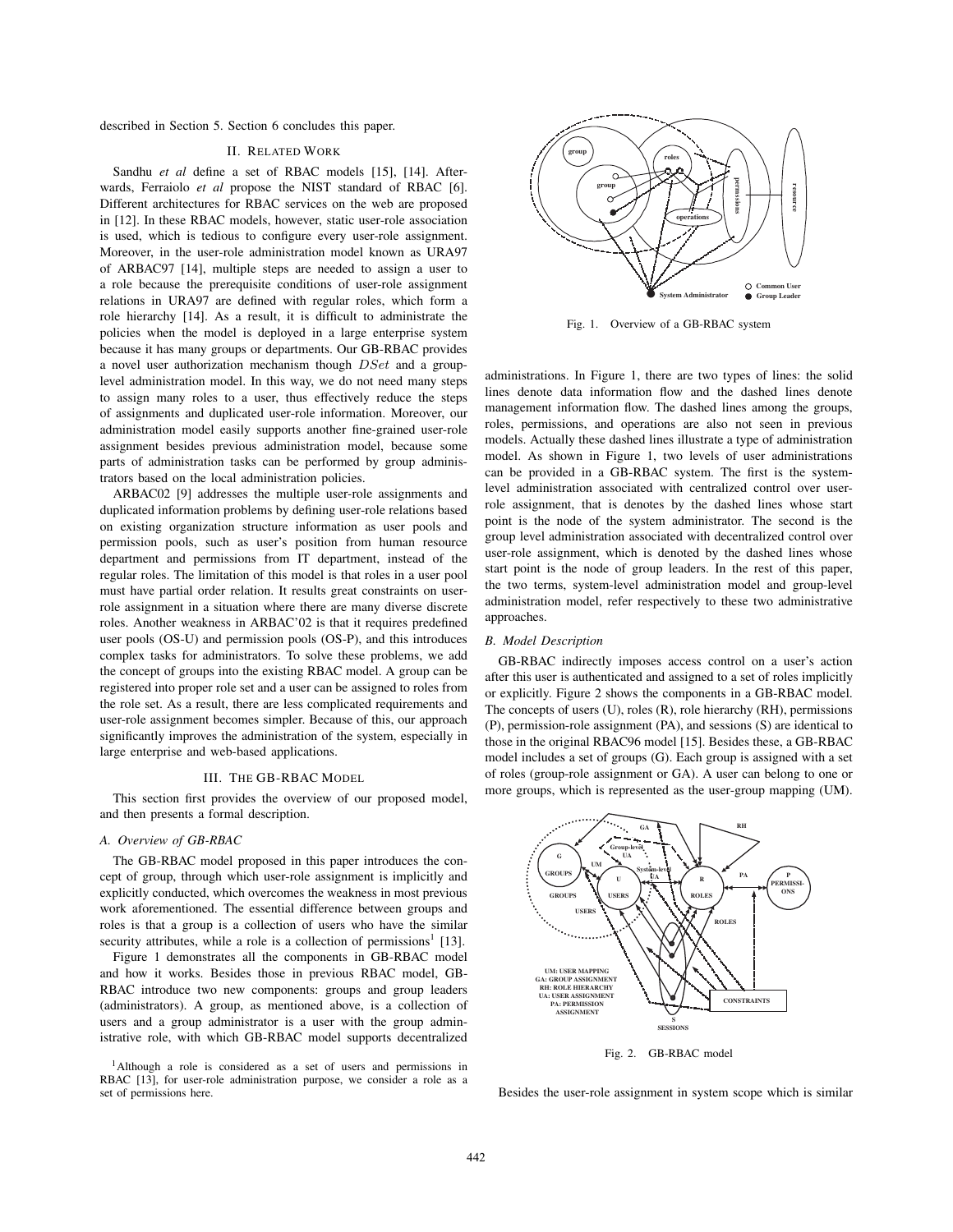described in Section 5. Section 6 concludes this paper.

## II. Related Work

Sandhu *et al* define a set of RBAC models [15], [14]. Afterwards, Ferraiolo *et al* propose the NIST standard of RBAC [6]. Different architectures for RBAC services on the web are proposed in [12]. In these RBAC models, however, static user-role association is used, which is tedious to configure every user-role assignment. Moreover, in the user-role administration model known as URA97 of ARBAC97 [14], multiple steps are needed to assign a user to a role because the prerequisite conditions of user-role assignment relations in URA97 are defined with regular roles, which form a role hierarchy [14]. As a result, it is difficult to administrate the policies when the model is deployed in a large enterprise system because it has many groups or departments. Our GB-RBAC provides a novel user authorization mechanism though $DSet$ and a group-level administration model. In this way, we do not need many steps to assign many roles to a user, thus effectively reduce the steps of assignments and duplicated user-role information. Moreover, our administration model easily supports another fine-grained user-role assignment besides previous administration model, because some parts of administration tasks can be performed by group administrators based on the local administration policies.

ARBAC02 [9] addresses the multiple user-role assignments and duplicated information problems by defining user-role relations based on existing organization structure information as user pools and permission pools, such as user's position from human resource department and permissions from IT department, instead of the regular roles. The limitation of this model is that roles in a user pool must have partial order relation. It results great constraints on user-role assignment in a situation where there are many diverse discrete roles. Another weakness in ARBAC'02 is that it requires predefined user pools (OS-U) and permission pools (OS-P), and this introduces complex tasks for administrators. To solve these problems, we add the concept of groups into the existing RBAC model. A group can be registered into proper role set and a user can be assigned to roles from the role set. As a result, there are less complicated requirements and user-role assignment becomes simpler. Because of this, our approach significantly improves the administration of the system, especially in large enterprise and web-based applications.

## III. The GB-RBAC Model

This section first provides the overview of our proposed model, and then presents a formal description.

### *A. Overview of GB-RBAC*

The GB-RBAC model proposed in this paper introduces the concept of group, through which user-role assignment is implicitly and explicitly conducted, which overcomes the weakness in most previous work aforementioned. The essential difference between groups and roles is that a group is a collection of users who have the similar security attributes, while a role is a collection of permissions[1] [13].

Figure 1 demonstrates all the components in GB-RBAC model and how it works. Besides those in previous RBAC model, GB-RBAC introduce two new components: groups and group leaders (administrators). A group, as mentioned above, is a collection of users and a group administrator is a user with the group administrative role, with which GB-RBAC model supports decentralized

[1]Although a role is considered as a set of users and permissions in RBAC [13], for user-role administration purpose, we consider a role as a set of permissions here.

group
roles
group
permissions
resource
operations
System Administrator
Common User
Group Leader

Fig. 1. Overview of a GB-RBAC system

administrations. In Figure 1, there are two types of lines: the solid lines denote data information flow and the dashed lines denote management information flow. The dashed lines among the groups, roles, permissions, and operations are also not seen in previous models. Actually these dashed lines illustrate a type of administration model. As shown in Figure 1, two levels of user administrations can be provided in a GB-RBAC system. The first is the system-level administration associated with centralized control over user-role assignment, that is denotes by the dashed lines whose start point is the node of the system administrator. The second is the group level administration associated with decentralized control over user-role assignment, which is denoted by the dashed lines whose start point is the node of group leaders. In the rest of this paper, the two terms, system-level administration model and group-level administration model, refer respectively to these two administrative approaches.

### *B. Model Description*

GB-RBAC indirectly imposes access control on a user's action after this user is authenticated and assigned to a set of roles implicitly or explicitly. Figure 2 shows the components in a GB-RBAC model. The concepts of users (U), roles (R), role hierarchy (RH), permissions (P), permission-role assignment (PA), and sessions (S) are identical to those in the original RBAC96 model [15]. Besides these, a GB-RBAC model includes a set of groups (G). Each group is assigned with a set of roles (group-role assignment or GA). A user can belong to one or more groups, which is represented as the user-group mapping (UM).

GA
RH
Group-level UA
G GROUPS
UM
System-level UA
U USERS
R ROLES
PA
P PERMISSIONS
GROUPS
USERS
ROLES
UM: USER MAPPING
GA: GROUP ASSIGNMENT
RH: ROLE HIERARCHY
UA: USER ASSIGNMENT
PA: PERMISSION ASSIGNMENT
CONSTRAINTS
S SESSIONS

Fig. 2. GB-RBAC model

Besides the user-role assignment in system scope which is similar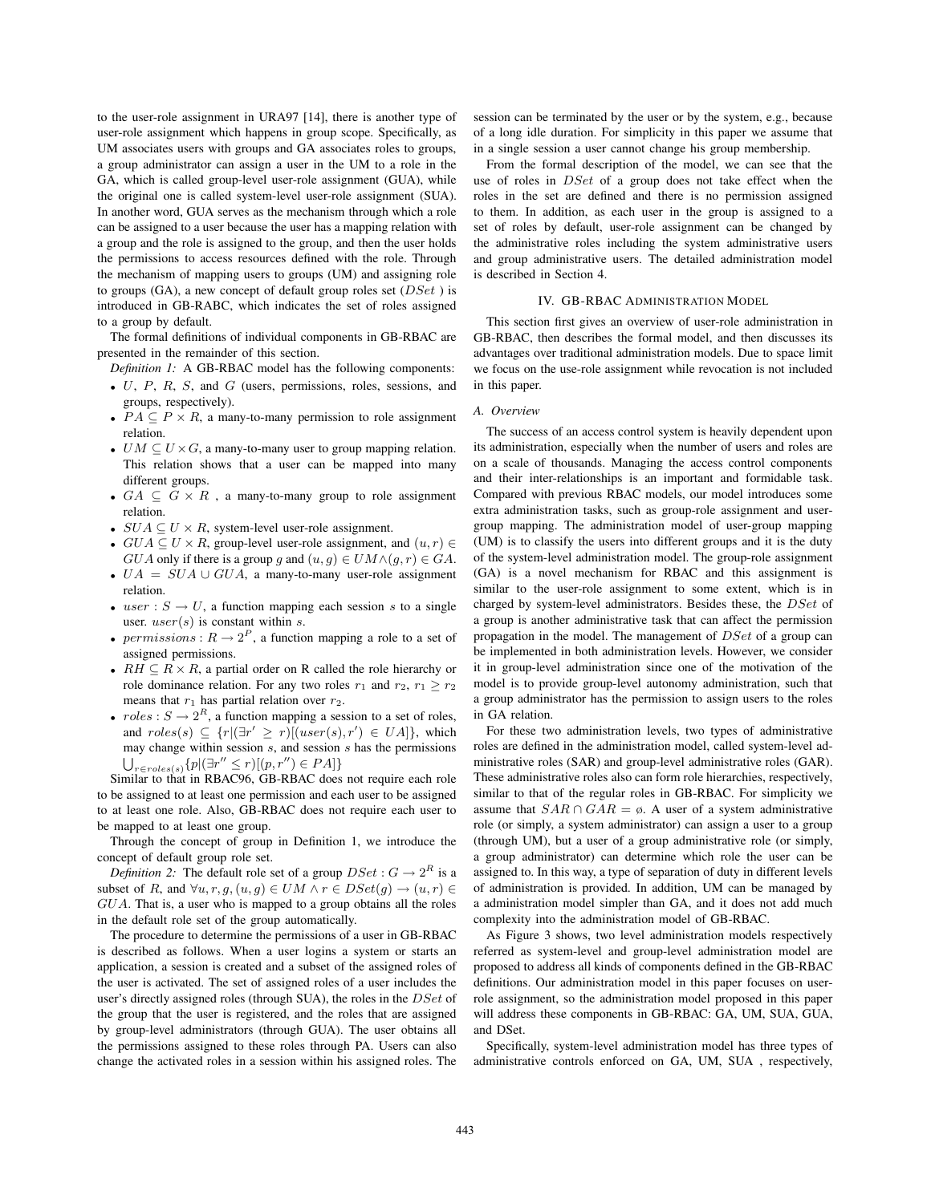to the user-role assignment in URA97 [14], there is another type of user-role assignment which happens in group scope. Specifically, as UM associates users with groups and GA associates roles to groups, a group administrator can assign a user in the UM to a role in the GA, which is called group-level user-role assignment (GUA), while the original one is called system-level user-role assignment (SUA). In another word, GUA serves as the mechanism through which a role can be assigned to a user because the user has a mapping relation with a group and the role is assigned to the group, and then the user holds the permissions to access resources defined with the role. Through the mechanism of mapping users to groups (UM) and assigning role to groups (GA), a new concept of default group roles set ($DSet$ ) is introduced in GB-RABC, which indicates the set of roles assigned to a group by default.

The formal definitions of individual components in GB-RBAC are presented in the remainder of this section.

*Definition 1:* A GB-RBAC model has the following components:

- $U$, $P$, $R$, $S$, and $G$ (users, permissions, roles, sessions, and groups, respectively).
- $PA \subseteq P \times R$, a many-to-many permission to role assignment relation.
- $UM \subseteq U \times G$, a many-to-many user to group mapping relation. This relation shows that a user can be mapped into many different groups.
- $GA \subseteq G \times R$ , a many-to-many group to role assignment relation.
- $SUA \subseteq U \times R$, system-level user-role assignment.
- $GUA \subseteq U \times R$, group-level user-role assignment, and $(u, r) \in GUA$ only if there is a group $g$ and $(u, g) \in UM \wedge (g, r) \in GA$.
- $UA = SUA \cup GUA$, a many-to-many user-role assignment relation.
- $user : S \rightarrow U$, a function mapping each session $s$ to a single user. $user(s)$ is constant within $s$.
- $permissions : R \rightarrow 2^P$, a function mapping a role to a set of assigned permissions.
- $RH \subseteq R \times R$, a partial order on R called the role hierarchy or role dominance relation. For any two roles $r_1$ and $r_2$, $r_1 \geq r_2$ means that $r_1$ has partial relation over $r_2$.
- $roles : S \rightarrow 2^R$, a function mapping a session to a set of roles, and $roles(s) \subseteq \{r|(\exists r' \geq r)[(user(s), r') \in UA]\}$, which may change within session $s$, and session $s$ has the permissions $\bigcup_{r \in roles(s)}\{p|(\exists r'' \leq r)[(p, r'') \in PA]\}$

Similar to that in RBAC96, GB-RBAC does not require each role to be assigned to at least one permission and each user to be assigned to at least one role. Also, GB-RBAC does not require each user to be mapped to at least one group.

Through the concept of group in Definition 1, we introduce the concept of default group role set.

*Definition 2:* The default role set of a group $DSet : G \rightarrow 2^R$ is a subset of $R$, and $\forall u, r, g, (u, g) \in UM \wedge r \in DSet(g) \rightarrow (u, r) \in GUA$. That is, a user who is mapped to a group obtains all the roles in the default role set of the group automatically.

The procedure to determine the permissions of a user in GB-RBAC is described as follows. When a user logins a system or starts an application, a session is created and a subset of the assigned roles of the user is activated. The set of assigned roles of a user includes the user's directly assigned roles (through SUA), the roles in the $DSet$ of the group that the user is registered, and the roles that are assigned by group-level administrators (through GUA). The user obtains all the permissions assigned to these roles through PA. Users can also change the activated roles in a session within his assigned roles. The session can be terminated by the user or by the system, e.g., because of a long idle duration. For simplicity in this paper we assume that in a single session a user cannot change his group membership.

From the formal description of the model, we can see that the use of roles in $DSet$ of a group does not take effect when the roles in the set are defined and there is no permission assigned to them. In addition, as each user in the group is assigned to a set of roles by default, user-role assignment can be changed by the administrative roles including the system administrative users and group administrative users. The detailed administration model is described in Section 4.

## IV. GB-RBAC Administration Model

This section first gives an overview of user-role administration in GB-RBAC, then describes the formal model, and then discusses its advantages over traditional administration models. Due to space limit we focus on the use-role assignment while revocation is not included in this paper.

### A. Overview

The success of an access control system is heavily dependent upon its administration, especially when the number of users and roles are on a scale of thousands. Managing the access control components and their inter-relationships is an important and formidable task. Compared with previous RBAC models, our model introduces some extra administration tasks, such as group-role assignment and user-group mapping. The administration model of user-group mapping (UM) is to classify the users into different groups and it is the duty of the system-level administration model. The group-role assignment (GA) is a novel mechanism for RBAC and this assignment is similar to the user-role assignment to some extent, which is in charged by system-level administrators. Besides these, the $DSet$ of a group is another administrative task that can affect the permission propagation in the model. The management of $DSet$ of a group can be implemented in both administration levels. However, we consider it in group-level administration since one of the motivation of the model is to provide group-level autonomy administration, such that a group administrator has the permission to assign users to the roles in GA relation.

For these two administration levels, two types of administrative roles are defined in the administration model, called system-level administrative roles (SAR) and group-level administrative roles (GAR). These administrative roles also can form role hierarchies, respectively, similar to that of the regular roles in GB-RBAC. For simplicity we assume that $SAR \cap GAR = \emptyset$. A user of a system administrative role (or simply, a system administrator) can assign a user to a group (through UM), but a user of a group administrative role (or simply, a group administrator) can determine which role the user can be assigned to. In this way, a type of separation of duty in different levels of administration is provided. In addition, UM can be managed by a administration model simpler than GA, and it does not add much complexity into the administration model of GB-RBAC.

As Figure 3 shows, two level administration models respectively referred as system-level and group-level administration model are proposed to address all kinds of components defined in the GB-RBAC definitions. Our administration model in this paper focuses on user-role assignment, so the administration model proposed in this paper will address these components in GB-RBAC: GA, UM, SUA, GUA, and DSet.

Specifically, system-level administration model has three types of administrative controls enforced on GA, UM, SUA , respectively,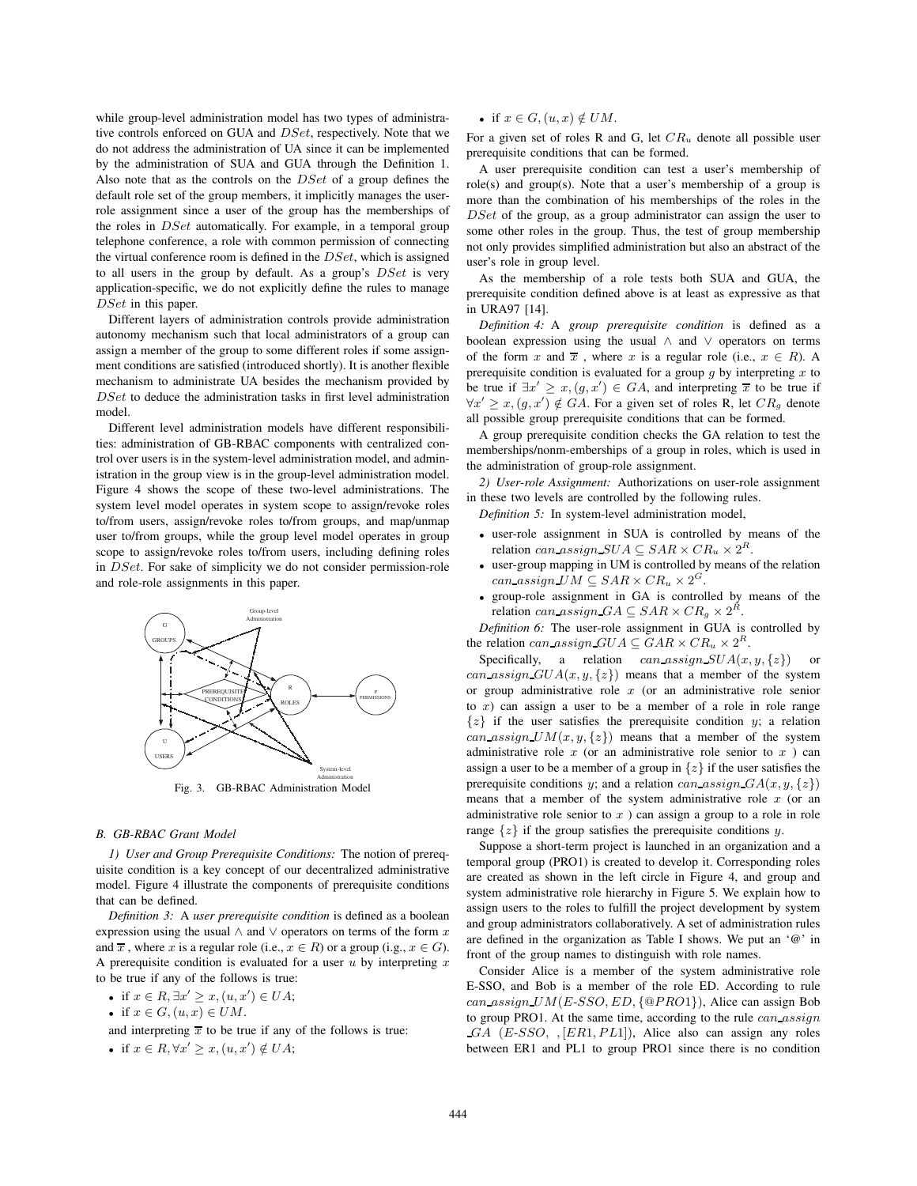while group-level administration model has two types of administrative controls enforced on GUA and $DSet$, respectively. Note that we do not address the administration of UA since it can be implemented by the administration of SUA and GUA through the Definition 1. Also note that as the controls on the $DSet$ of a group defines the default role set of the group members, it implicitly manages the user-role assignment since a user of the group has the memberships of the roles in $DSet$ automatically. For example, in a temporal group telephone conference, a role with common permission of connecting the virtual conference room is defined in the $DSet$, which is assigned to all users in the group by default. As a group's $DSet$ is very application-specific, we do not explicitly define the rules to manage $DSet$ in this paper.

Different layers of administration controls provide administration autonomy mechanism such that local administrators of a group can assign a member of the group to some different roles if some assignment conditions are satisfied (introduced shortly). It is another flexible mechanism to administrate UA besides the mechanism provided by $DSet$ to deduce the administration tasks in first level administration model.

Different level administration models have different responsibilities: administration of GB-RBAC components with centralized control over users is in the system-level administration model, and administration in the group view is in the group-level administration model. Figure 4 shows the scope of these two-level administrations. The system level model operates in system scope to assign/revoke roles to/from users, assign/revoke roles to/from groups, and map/unmap user to/from groups, while the group level model operates in group scope to assign/revoke roles to/from users, including defining roles in $DSet$. For sake of simplicity we do not consider permission-role and role-role assignments in this paper.

Fig. 3. GB-RBAC Administration Model

### B. GB-RBAC Grant Model

*1) User and Group Prerequisite Conditions:* The notion of prerequisite condition is a key concept of our decentralized administrative model. Figure 4 illustrate the components of prerequisite conditions that can be defined.

*Definition 3:* A *user prerequisite condition* is defined as a boolean expression using the usual $\wedge$ and $\vee$ operators on terms of the form $x$ and $\overline{x}$ , where $x$ is a regular role (i.e., $x \in R$) or a group (i.g., $x \in G$). A prerequisite condition is evaluated for a user $u$ by interpreting $x$ to be true if any of the follows is true:

- if $x \in R, \exists x' \geq x, (u, x') \in UA$;
- if $x \in G, (u, x) \in UM$.

and interpreting $\overline{x}$ to be true if any of the follows is true:

- if $x \in R, \forall x' \geq x, (u, x') \notin UA$;
- if $x \in G, (u, x) \notin UM$.

For a given set of roles R and G, let $CR_u$ denote all possible user prerequisite conditions that can be formed.

A user prerequisite condition can test a user's membership of role(s) and group(s). Note that a user's membership of a group is more than the combination of his memberships of the roles in the $DSet$ of the group, as a group administrator can assign the user to some other roles in the group. Thus, the test of group membership not only provides simplified administration but also an abstract of the user's role in group level.

As the membership of a role tests both SUA and GUA, the prerequisite condition defined above is at least as expressive as that in URA97 [14].

*Definition 4:* A *group prerequisite condition* is defined as a boolean expression using the usual $\wedge$ and $\vee$ operators on terms of the form $x$ and $\overline{x}$ , where $x$ is a regular role (i.e., $x \in R$). A prerequisite condition is evaluated for a group $g$ by interpreting $x$ to be true if $\exists x' \geq x, (g, x') \in GA$, and interpreting $\overline{x}$ to be true if $\forall x' \geq x, (g, x') \notin GA$. For a given set of roles R, let $CR_g$ denote all possible group prerequisite conditions that can be formed.

A group prerequisite condition checks the GA relation to test the memberships/nonm-emberships of a group in roles, which is used in the administration of group-role assignment.

*2) User-role Assignment:* Authorizations on user-role assignment in these two levels are controlled by the following rules.

*Definition 5:* In system-level administration model,

- user-role assignment in SUA is controlled by means of the relation $can\_assign\_SUA \subseteq SAR \times CR_u \times 2^R$.
- user-group mapping in UM is controlled by means of the relation $can\_assign\_UM \subseteq SAR \times CR_u \times 2^G$.
- group-role assignment in GA is controlled by means of the relation $can\_assign\_GA \subseteq SAR \times CR_g \times 2^R$.

*Definition 6:* The user-role assignment in GUA is controlled by the relation $can\_assign\_GUA \subseteq GAR \times CR_u \times 2^R$.

Specifically, a relation $can\_assign\_SUA(x, y, \{z\})$ or $can\_assign\_GUA(x, y, \{z\})$ means that a member of the system or group administrative role $x$ (or an administrative role senior to $x$) can assign a user to be a member of a role in role range $\{z\}$ if the user satisfies the prerequisite condition $y$; a relation $can\_assign\_UM(x, y, \{z\})$ means that a member of the system administrative role $x$ (or an administrative role senior to $x$ ) can assign a user to be a member of a group in $\{z\}$ if the user satisfies the prerequisite conditions $y$; and a relation $can\_assign\_GA(x, y, \{z\})$ means that a member of the system administrative role $x$ (or an administrative role senior to $x$ ) can assign a group to a role in role range $\{z\}$ if the group satisfies the prerequisite conditions $y$.

Suppose a short-term project is launched in an organization and a temporal group (PRO1) is created to develop it. Corresponding roles are created as shown in the left circle in Figure 4, and group and system administrative role hierarchy in Figure 5. We explain how to assign users to the roles to fulfill the project development by system and group administrators collaboratively. A set of administration rules are defined in the organization as Table I shows. We put an '@' in front of the group names to distinguish with role names.

Consider Alice is a member of the system administrative role E-SSO, and Bob is a member of the role ED. According to rule $can\_assign\_UM(E\text{-}SSO, ED, \{@PRO1\})$, Alice can assign Bob to group PRO1. At the same time, according to the rule $can\_assign\_GA\ (E\text{-}SSO,\ , [ER1, PL1])$, Alice also can assign any roles between ER1 and PL1 to group PRO1 since there is no condition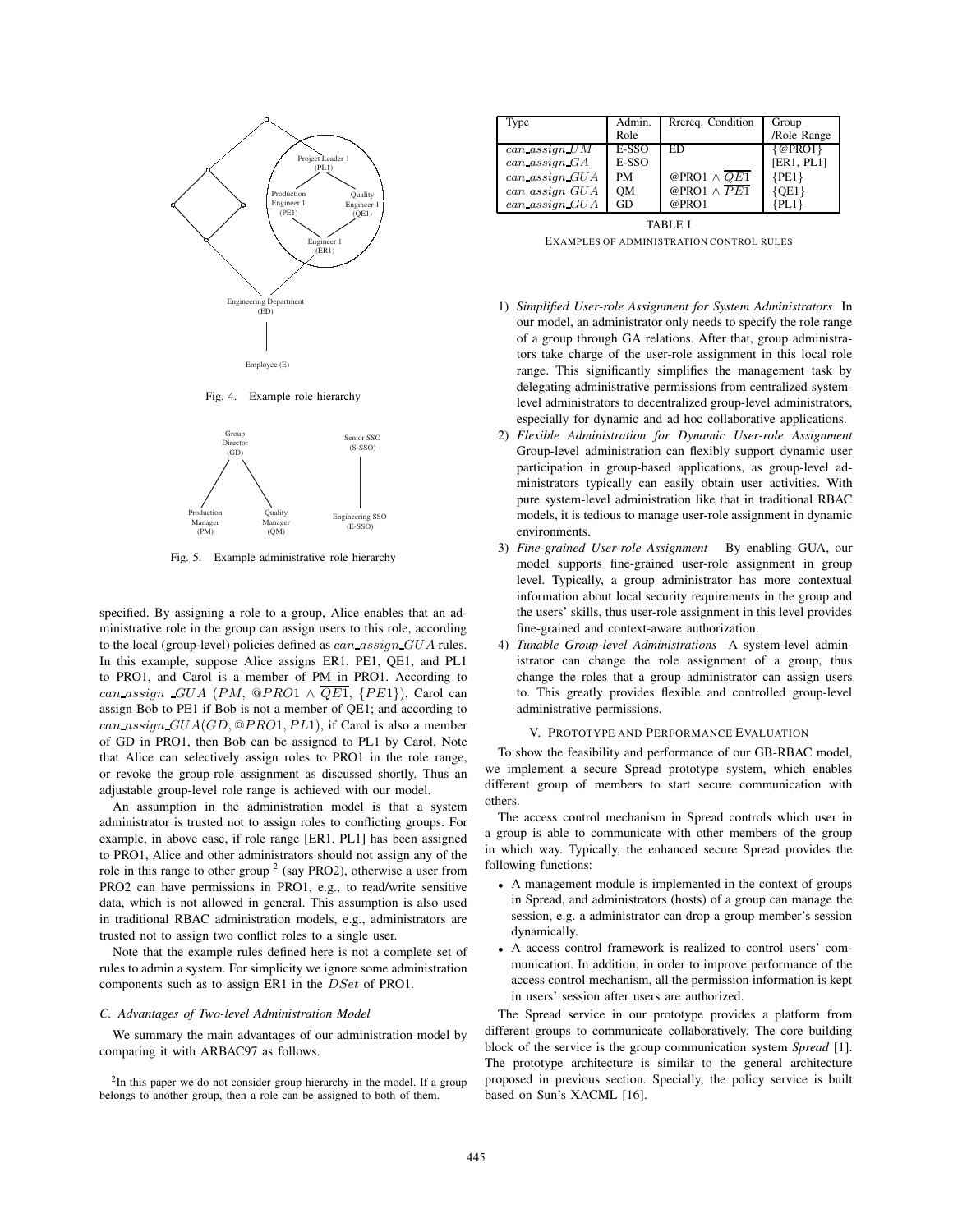Fig. 4. Example role hierarchy

Fig. 5. Example administrative role hierarchy

specified. By assigning a role to a group, Alice enables that an administrative role in the group can assign users to this role, according to the local (group-level) policies defined as $can\_assign\_GUA$ rules. In this example, suppose Alice assigns ER1, PE1, QE1, and PL1 to PRO1, and Carol is a member of PM in PRO1. According to $can\_assign\_GUA$ $(PM, @PRO1 \wedge \overline{QE1}, \{PE1\})$, Carol can assign Bob to PE1 if Bob is not a member of QE1; and according to $can\_assign\_GUA(GD, @PRO1, PL1)$, if Carol is also a member of GD in PRO1, then Bob can be assigned to PL1 by Carol. Note that Alice can selectively assign roles to PRO1 in the role range, or revoke the group-role assignment as discussed shortly. Thus an adjustable group-level role range is achieved with our model.

An assumption in the administration model is that a system administrator is trusted not to assign roles to conflicting groups. For example, in above case, if role range [ER1, PL1] has been assigned to PRO1, Alice and other administrators should not assign any of the role in this range to other group [2] (say PRO2), otherwise a user from PRO2 can have permissions in PRO1, e.g., to read/write sensitive data, which is not allowed in general. This assumption is also used in traditional RBAC administration models, e.g., administrators are trusted not to assign two conflict roles to a single user.

Note that the example rules defined here is not a complete set of rules to admin a system. For simplicity we ignore some administration components such as to assign ER1 in the $DSet$ of PRO1.

### C. Advantages of Two-level Administration Model

We summary the main advantages of our administration model by comparing it with ARBAC97 as follows.

[2] In this paper we do not consider group hierarchy in the model. If a group belongs to another group, then a role can be assigned to both of them.

| Type | Admin. Role | Rrereq. Condition | Group /Role Range |
|---|---|---|---|
| $can\_assign\_UM$ | E-SSO | ED | {@PRO1} |
| $can\_assign\_GA$ | E-SSO | | [ER1, PL1] |
| $can\_assign\_GUA$ | PM | @PRO1 $\wedge$ $\overline{QE1}$ | {PE1} |
| $can\_assign\_GUA$ | QM | @PRO1 $\wedge$ $\overline{PE1}$ | {QE1} |
| $can\_assign\_GUA$ | GD | @PRO1 | {PL1} |

TABLE I

EXAMPLES OF ADMINISTRATION CONTROL RULES

1) *Simplified User-role Assignment for System Administrators* In our model, an administrator only needs to specify the role range of a group through GA relations. After that, group administrators take charge of the user-role assignment in this local role range. This significantly simplifies the management task by delegating administrative permissions from centralized system-level administrators to decentralized group-level administrators, especially for dynamic and ad hoc collaborative applications.
2) *Flexible Administration for Dynamic User-role Assignment* Group-level administration can flexibly support dynamic user participation in group-based applications, as group-level administrators typically can easily obtain user activities. With pure system-level administration like that in traditional RBAC models, it is tedious to manage user-role assignment in dynamic environments.
3) *Fine-grained User-role Assignment* By enabling GUA, our model supports fine-grained user-role assignment in group level. Typically, a group administrator has more contextual information about local security requirements in the group and the users' skills, thus user-role assignment in this level provides fine-grained and context-aware authorization.
4) *Tunable Group-level Administrations* A system-level administrator can change the role assignment of a group, thus change the roles that a group administrator can assign users to. This greatly provides flexible and controlled group-level administrative permissions.

## V. Prototype and Performance Evaluation

To show the feasibility and performance of our GB-RBAC model, we implement a secure Spread prototype system, which enables different group of members to start secure communication with others.

The access control mechanism in Spread controls which user in a group is able to communicate with other members of the group in which way. Typically, the enhanced secure Spread provides the following functions:

- A management module is implemented in the context of groups in Spread, and administrators (hosts) of a group can manage the session, e.g. a administrator can drop a group member's session dynamically.
- A access control framework is realized to control users' communication. In addition, in order to improve performance of the access control mechanism, all the permission information is kept in users' session after users are authorized.

The Spread service in our prototype provides a platform from different groups to communicate collaboratively. The core building block of the service is the group communication system *Spread* [1]. The prototype architecture is similar to the general architecture proposed in previous section. Specially, the policy service is built based on Sun's XACML [16].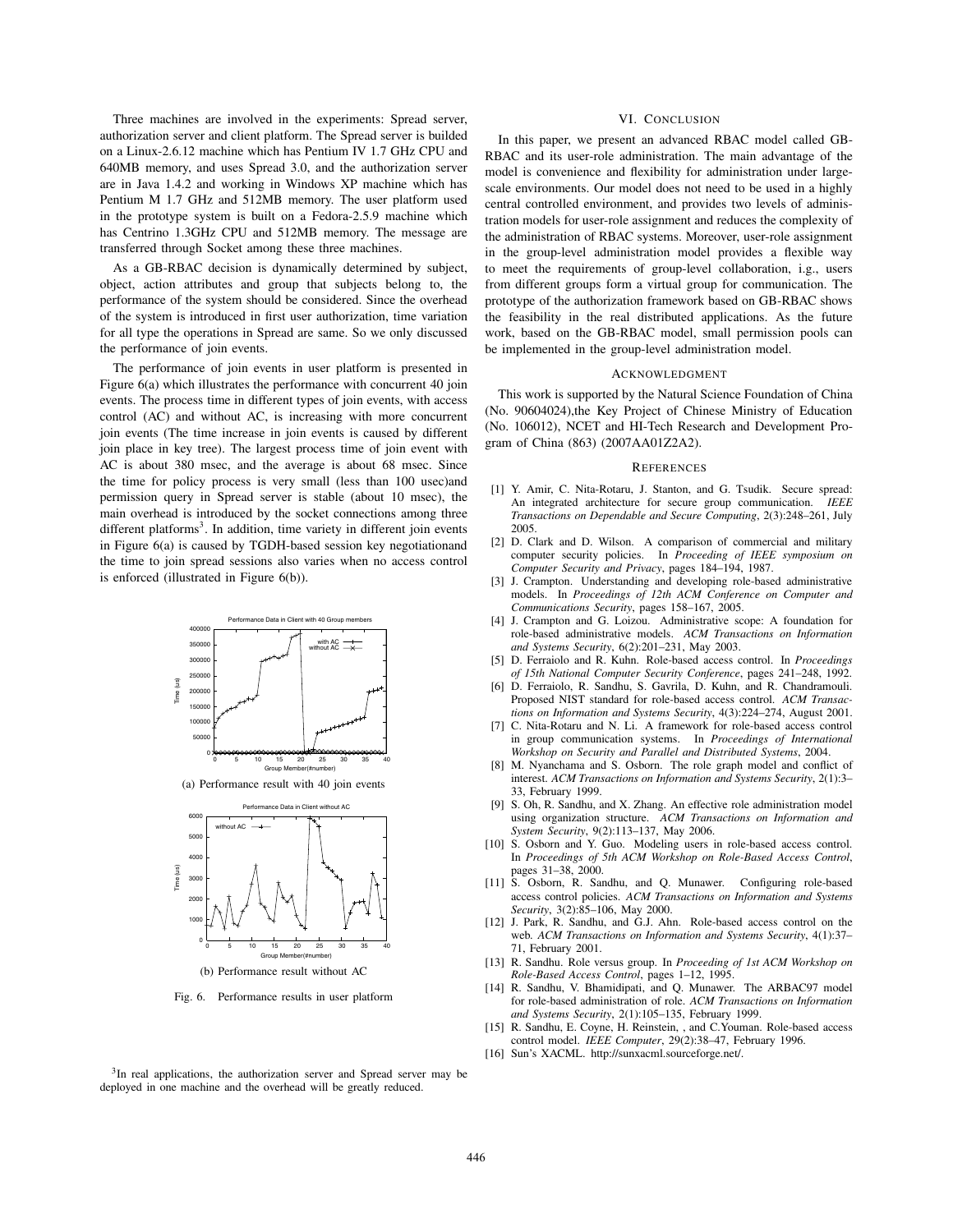Three machines are involved in the experiments: Spread server, authorization server and client platform. The Spread server is builded on a Linux-2.6.12 machine which has Pentium IV 1.7 GHz CPU and 640MB memory, and uses Spread 3.0, and the authorization server are in Java 1.4.2 and working in Windows XP machine which has Pentium M 1.7 GHz and 512MB memory. The user platform used in the prototype system is built on a Fedora-2.5.9 machine which has Centrino 1.3GHz CPU and 512MB memory. The message are transferred through Socket among these three machines.

As a GB-RBAC decision is dynamically determined by subject, object, action attributes and group that subjects belong to, the performance of the system should be considered. Since the overhead of the system is introduced in first user authorization, time variation for all type the operations in Spread are same. So we only discussed the performance of join events.

The performance of join events in user platform is presented in Figure 6(a) which illustrates the performance with concurrent 40 join events. The process time in different types of join events, with access control (AC) and without AC, is increasing with more concurrent join events (The time increase in join events is caused by different join place in key tree). The largest process time of join event with AC is about 380 msec, and the average is about 68 msec. Since the time for policy process is very small (less than 100 usec)and permission query in Spread server is stable (about 10 msec), the main overhead is introduced by the socket connections among three different platforms[3]. In addition, time variety in different join events in Figure 6(a) is caused by TGDH-based session key negotiationand the time to join spread sessions also varies when no access control is enforced (illustrated in Figure 6(b)).

Performance Data in Client with 40 Group members

with AC
without AC

Time (us)

Group Member(#number)

(a) Performance result with 40 join events

Performance Data in Client without AC

without AC

Time (us)

Group Member(#number)

(b) Performance result without AC

Fig. 6. Performance results in user platform

[3]In real applications, the authorization server and Spread server may be deployed in one machine and the overhead will be greatly reduced.

## VI. Conclusion

In this paper, we present an advanced RBAC model called GB-RBAC and its user-role administration. The main advantage of the model is convenience and flexibility for administration under large-scale environments. Our model does not need to be used in a highly central controlled environment, and provides two levels of administration models for user-role assignment and reduces the complexity of the administration of RBAC systems. Moreover, user-role assignment in the group-level administration model provides a flexible way to meet the requirements of group-level collaboration, i.e., users from different groups form a virtual group for communication. The prototype of the authorization framework based on GB-RBAC shows the feasibility in the real distributed applications. As the future work, based on the GB-RBAC model, small permission pools can be implemented in the group-level administration model.

## Acknowledgment

This work is supported by the Natural Science Foundation of China (No. 90604024),the Key Project of Chinese Ministry of Education (No. 106012), NCET and HI-Tech Research and Development Program of China (863) (2007AA01Z2A2).

## References

[1] Y. Amir, C. Nita-Rotaru, J. Stanton, and G. Tsudik. Secure spread: An integrated architecture for secure group communication. *IEEE Transactions on Dependable and Secure Computing*, 2(3):248–261, July 2005.

[2] D. Clark and D. Wilson. A comparison of commercial and military computer security policies. In *Proceeding of IEEE symposium on Computer Security and Privacy*, pages 184–194, 1987.

[3] J. Crampton. Understanding and developing role-based administrative models. In *Proceedings of 12th ACM Conference on Computer and Communications Security*, pages 158–167, 2005.

[4] J. Crampton and G. Loizou. Administrative scope: A foundation for role-based administrative models. *ACM Transactions on Information and Systems Security*, 6(2):201–231, May 2003.

[5] D. Ferraiolo and R. Kuhn. Role-based access control. In *Proceedings of 15th National Computer Security Conference*, pages 241–248, 1992.

[6] D. Ferraiolo, R. Sandhu, S. Gavrila, D. Kuhn, and R. Chandramouli. Proposed NIST standard for role-based access control. *ACM Transactions on Information and Systems Security*, 4(3):224–274, August 2001.

[7] C. Nita-Rotaru and N. Li. A framework for role-based access control in group communication systems. In *Proceedings of International Workshop on Security and Parallel and Distributed Systems*, 2004.

[8] M. Nyanchama and S. Osborn. The role graph model and conflict of interest. *ACM Transactions on Information and Systems Security*, 2(1):3–33, February 1999.

[9] S. Oh, R. Sandhu, and X. Zhang. An effective role administration model using organization structure. *ACM Transactions on Information and System Security*, 9(2):113–137, May 2006.

[10] S. Osborn and Y. Guo. Modeling users in role-based access control. In *Proceedings of 5th ACM Workshop on Role-Based Access Control*, pages 31–38, 2000.

[11] S. Osborn, R. Sandhu, and Q. Munawer. Configuring role-based access control policies. *ACM Transactions on Information and Systems Security*, 3(2):85–106, May 2000.

[12] J. Park, R. Sandhu, and G.J. Ahn. Role-based access control on the web. *ACM Transactions on Information and Systems Security*, 4(1):37–71, February 2001.

[13] R. Sandhu. Role versus group. In *Proceeding of 1st ACM Workshop on Role-Based Access Control*, pages 1–12, 1995.

[14] R. Sandhu, V. Bhamidipati, and Q. Munawer. The ARBAC97 model for role-based administration of role. *ACM Transactions on Information and Systems Security*, 2(1):105–135, February 1999.

[15] R. Sandhu, E. Coyne, H. Reinstein, , and C.Youman. Role-based access control model. *IEEE Computer*, 29(2):38–47, February 1996.

[16] Sun's XACML. http://sunxacml.sourceforge.net/.